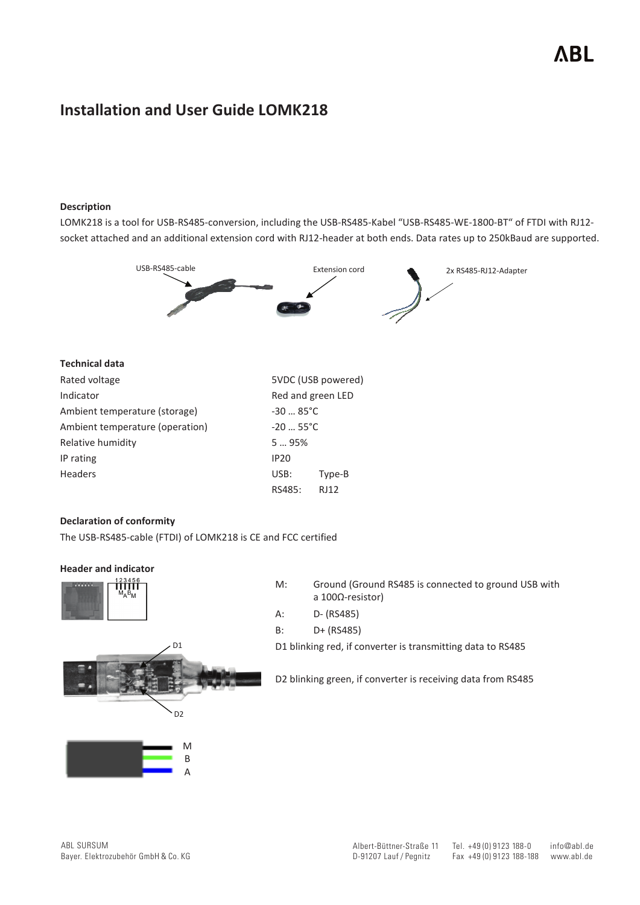# Installation and User Guide LOMK218

### Description

LOMK218 is a tool for USB-RS485-conversion, including the USB-RS485-Kabel “USB-RS485-WE-1800-BT“ of FTDI with RJ12-socket attached and an additional extension cord with RJ12-header at both ends. Data rates up to 250kBaud are supported.

USB-RS485-cable     Extension cord     2x RS485-RJ12-Adapter

### Technical data

| | |
|---|---|
| Rated voltage | 5VDC (USB powered) |
| Indicator | Red and green LED |
| Ambient temperature (storage) | -30 … 85°C |
| Ambient temperature (operation) | -20 … 55°C |
| Relative humidity | 5 … 95% |
| IP rating | IP20 |
| Headers | USB: Type-B |
| | RS485: RJ12 |

### Declaration of conformity

The USB-RS485-cable (FTDI) of LOMK218 is CE and FCC certified

### Header and indicator

123456
MABM

M: Ground (Ground RS485 is connected to ground USB with a 100Ω-resistor)

A: D- (RS485)

B: D+ (RS485)

D1 blinking red, if converter is transmitting data to RS485

D2 blinking green, if converter is receiving data from RS485

D1

D2

M
B
A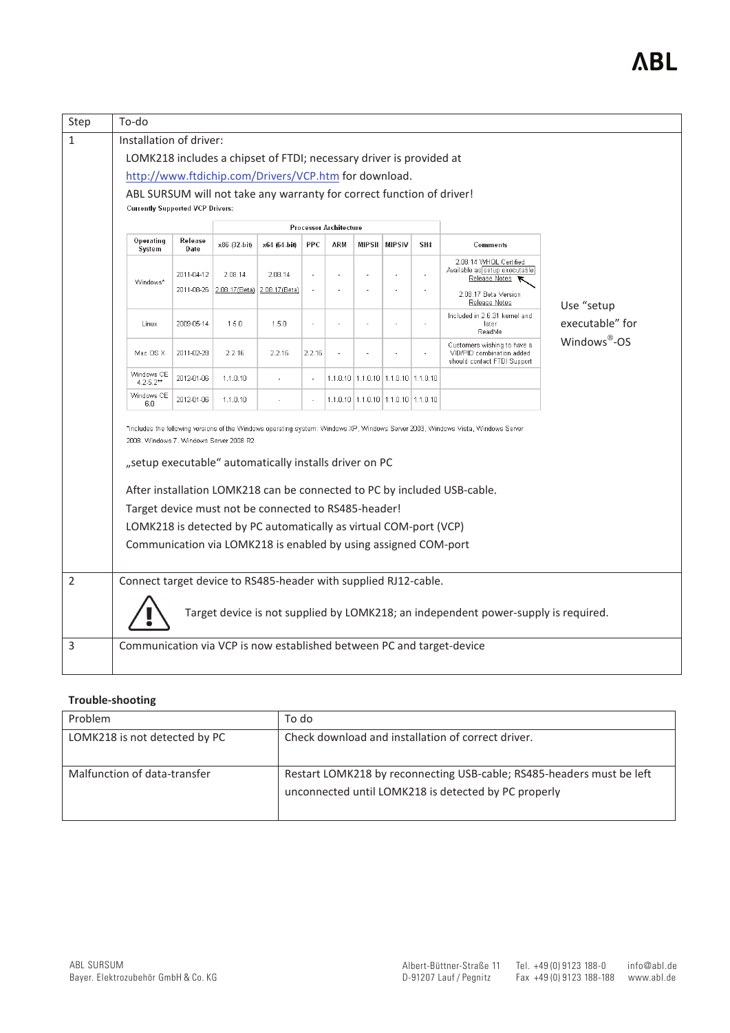| Step | To-do |
|---|---|
| 1 | Installation of driver: LOMK218 includes a chipset of FTDI; necessary driver is provided at http://www.ftdichip.com/Drivers/VCP.htm for download. ABL SURSUM will not take any warranty for correct function of driver! |

**Currently Supported VCP Drivers:**

| Operating System | Release Date | Processor Architecture | | | | | | | | Comments |
|---|---|---|---|---|---|---|---|---|---|---|
| | | x86 (32-bit) | x64 (64-bit) | PPC | ARM | MIPSII | MIPSIV | SH4 | | |
| Windows* | 2011-04-12 | 2.08.14 | 2.08.14 | - | - | - | - | - | | 2.08.14 WHQL Certified Available as setup executable Release Notes |
| | 2011-08-26 | 2.08.17(Beta) | 2.08.17(Beta) | - | - | - | - | - | | 2.08.17 Beta Version Release Notes |
| Linux | 2009-05-14 | 1.5.0 | 1.5.0 | - | - | - | - | - | | Included in 2.6.31 kernel and later ReadMe |
| Mac OS X | 2011-02-28 | 2.2.16 | 2.2.16 | 2.2.16 | - | - | - | - | | Customers wishing to have a VID/PID combination added should contact FTDI Support |
| Windows CE 4.2-5.2** | 2012-01-06 | 1.1.0.10 | - | - | 1.1.0.10 | 1.1.0.10 | 1.1.0.10 | 1.1.0.10 | | |
| Windows CE 6.0 | 2012-01-06 | 1.1.0.10 | - | - | 1.1.0.10 | 1.1.0.10 | 1.1.0.10 | 1.1.0.10 | | |

Use "setup executable" for Windows®-OS

*Includes the following versions of the Windows operating system: Windows XP, Windows Server 2003, Windows Vista, Windows Server 2008, Windows 7, Windows Server 2008 R2.

„setup executable" automatically installs driver on PC

After installation LOMK218 can be connected to PC by included USB-cable.

Target device must not be connected to RS485-header!

LOMK218 is detected by PC automatically as virtual COM-port (VCP)

Communication via LOMK218 is enabled by using assigned COM-port

| Step | To-do |
|---|---|
| 2 | Connect target device to RS485-header with supplied RJ12-cable. ⚠ Target device is not supplied by LOMK218; an independent power-supply is required. |
| 3 | Communication via VCP is now established between PC and target-device |

**Trouble-shooting**

| Problem | To do |
|---|---|
| LOMK218 is not detected by PC | Check download and installation of correct driver. |
| Malfunction of data-transfer | Restart LOMK218 by reconnecting USB-cable; RS485-headers must be left unconnected until LOMK218 is detected by PC properly |